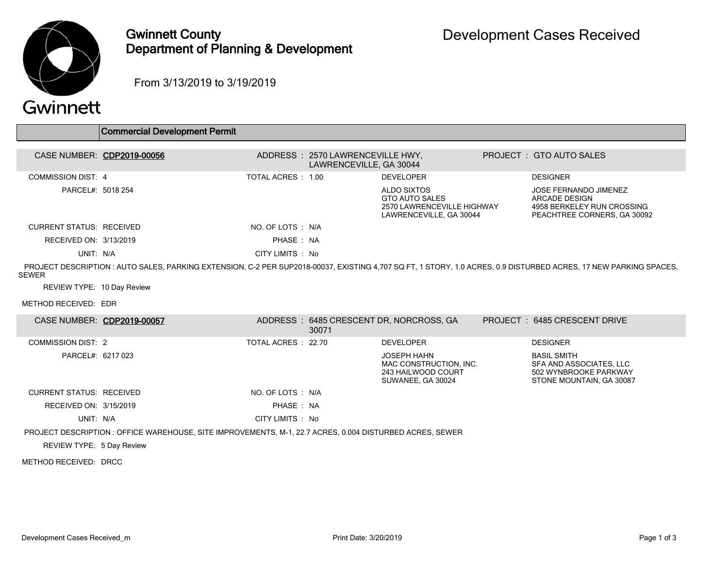# Gwinnett County Department of Planning & Development

## Development Cases Received

From 3/13/2019 to 3/19/2019

### Commercial Development Permit

| | | | |
|---|---|---|---|
| **CASE NUMBER:** CDP2019-00056 | **ADDRESS :** 2570 LAWRENCEVILLE HWY, LAWRENCEVILLE, GA 30044 | | **PROJECT :** GTO AUTO SALES |
| COMMISSION DIST: 4 | TOTAL ACRES : 1.00 | DEVELOPER | DESIGNER |
| PARCEL#: 5018 254 | | ALDO SIXTOS<br>GTO AUTO SALES<br>2570 LAWRENCEVILLE HIGHWAY<br>LAWRENCEVILLE, GA 30044 | JOSE FERNANDO JIMENEZ<br>ARCADE DESIGN<br>4958 BERKELEY RUN CROSSING<br>PEACHTREE CORNERS, GA 30092 |
| CURRENT STATUS: RECEIVED | NO. OF LOTS : N/A | | |
| RECEIVED ON: 3/13/2019 | PHASE : NA | | |
| UNIT: N/A | CITY LIMITS : No | | |

PROJECT DESCRIPTION : AUTO SALES, PARKING EXTENSION, C-2 PER SUP2018-00037, EXISTING 4,707 SQ FT, 1 STORY, 1.0 ACRES, 0.9 DISTURBED ACRES, 17 NEW PARKING SPACES, SEWER

REVIEW TYPE: 10 Day Review

METHOD RECEIVED: EDR

| | | | |
|---|---|---|---|
| **CASE NUMBER:** CDP2019-00057 | **ADDRESS :** 6485 CRESCENT DR, NORCROSS, GA 30071 | | **PROJECT :** 6485 CRESCENT DRIVE |
| COMMISSION DIST: 2 | TOTAL ACRES : 22.70 | DEVELOPER | DESIGNER |
| PARCEL#: 6217 023 | | JOSEPH HAHN<br>MAC CONSTRUCTION, INC.<br>243 HAILWOOD COURT<br>SUWANEE, GA 30024 | BASIL SMITH<br>SFA AND ASSOCIATES, LLC<br>502 WYNBROOKE PARKWAY<br>STONE MOUNTAIN, GA 30087 |
| CURRENT STATUS: RECEIVED | NO. OF LOTS : N/A | | |
| RECEIVED ON: 3/15/2019 | PHASE : NA | | |
| UNIT: N/A | CITY LIMITS : No | | |

PROJECT DESCRIPTION : OFFICE WAREHOUSE, SITE IMPROVEMENTS, M-1, 22.7 ACRES, 0.004 DISTURBED ACRES, SEWER

REVIEW TYPE: 5 Day Review

METHOD RECEIVED: DRCC

Development Cases Received_m — Print Date: 3/20/2019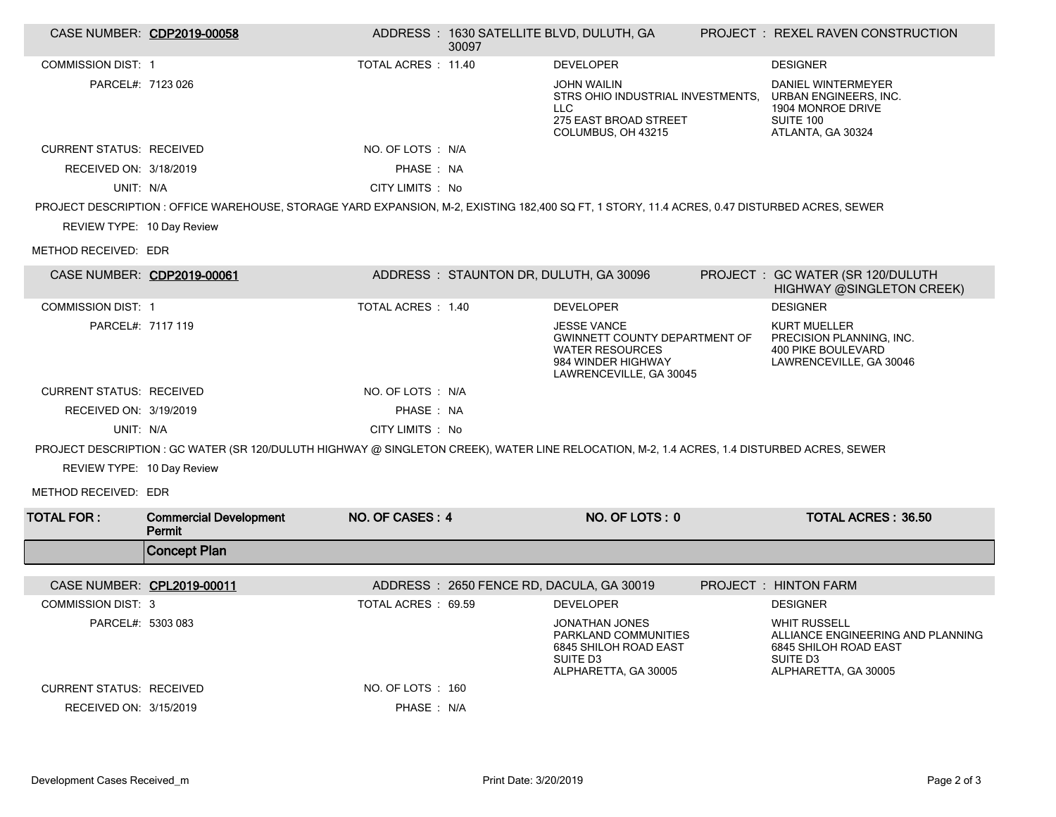| CASE NUMBER: | CDP2019-00058 | ADDRESS : | 1630 SATELLITE BLVD, DULUTH, GA 30097 | PROJECT : | REXEL RAVEN CONSTRUCTION |
|---|---|---|---|---|---|
| COMMISSION DIST: | 1 | TOTAL ACRES : | 11.40 | DEVELOPER | DESIGNER |
| PARCEL#: | 7123 026 | | | JOHN WAILIN<br>STRS OHIO INDUSTRIAL INVESTMENTS, LLC<br>275 EAST BROAD STREET<br>COLUMBUS, OH 43215 | DANIEL WINTERMEYER<br>URBAN ENGINEERS, INC.<br>1904 MONROE DRIVE<br>SUITE 100<br>ATLANTA, GA 30324 |
| CURRENT STATUS: | RECEIVED | NO. OF LOTS : | N/A | | |
| RECEIVED ON: | 3/18/2019 | PHASE : | NA | | |
| UNIT: | N/A | CITY LIMITS : | No | | |

PROJECT DESCRIPTION : OFFICE WAREHOUSE, STORAGE YARD EXPANSION, M-2, EXISTING 182,400 SQ FT, 1 STORY, 11.4 ACRES, 0.47 DISTURBED ACRES, SEWER

REVIEW TYPE: 10 Day Review

METHOD RECEIVED: EDR

| CASE NUMBER: | CDP2019-00061 | ADDRESS : | STAUNTON DR, DULUTH, GA 30096 | PROJECT : | GC WATER (SR 120/DULUTH HIGHWAY @SINGLETON CREEK) |
|---|---|---|---|---|---|
| COMMISSION DIST: | 1 | TOTAL ACRES : | 1.40 | DEVELOPER | DESIGNER |
| PARCEL#: | 7117 119 | | | JESSE VANCE<br>GWINNETT COUNTY DEPARTMENT OF WATER RESOURCES<br>984 WINDER HIGHWAY<br>LAWRENCEVILLE, GA 30045 | KURT MUELLER<br>PRECISION PLANNING, INC.<br>400 PIKE BOULEVARD<br>LAWRENCEVILLE, GA 30046 |
| CURRENT STATUS: | RECEIVED | NO. OF LOTS : | N/A | | |
| RECEIVED ON: | 3/19/2019 | PHASE : | NA | | |
| UNIT: | N/A | CITY LIMITS : | No | | |

PROJECT DESCRIPTION : GC WATER (SR 120/DULUTH HIGHWAY @ SINGLETON CREEK), WATER LINE RELOCATION, M-2, 1.4 ACRES, 1.4 DISTURBED ACRES, SEWER

REVIEW TYPE: 10 Day Review

METHOD RECEIVED: EDR

| TOTAL FOR : | Commercial Development Permit | NO. OF CASES : 4 | NO. OF LOTS : 0 | TOTAL ACRES : 36.50 |
|---|---|---|---|---|

## Concept Plan

| CASE NUMBER: | CPL2019-00011 | ADDRESS : | 2650 FENCE RD, DACULA, GA 30019 | PROJECT : | HINTON FARM |
|---|---|---|---|---|---|
| COMMISSION DIST: | 3 | TOTAL ACRES : | 69.59 | DEVELOPER | DESIGNER |
| PARCEL#: | 5303 083 | | | JONATHAN JONES<br>PARKLAND COMMUNITIES<br>6845 SHILOH ROAD EAST<br>SUITE D3<br>ALPHARETTA, GA 30005 | WHIT RUSSELL<br>ALLIANCE ENGINEERING AND PLANNING<br>6845 SHILOH ROAD EAST<br>SUITE D3<br>ALPHARETTA, GA 30005 |
| CURRENT STATUS: | RECEIVED | NO. OF LOTS : | 160 | | |
| RECEIVED ON: | 3/15/2019 | PHASE : | N/A | | |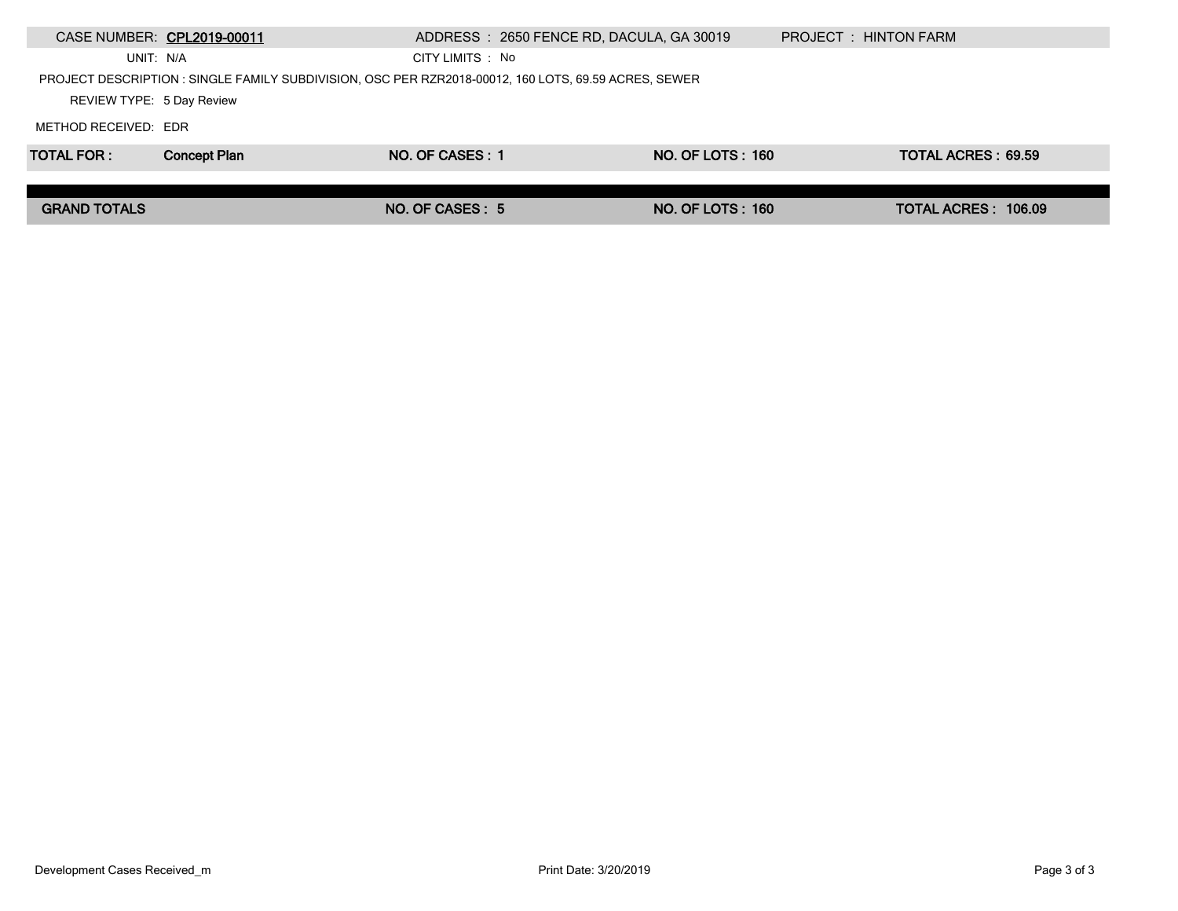| CASE NUMBER: | **CPL2019-00011** | ADDRESS : 2650 FENCE RD, DACULA, GA 30019 | PROJECT : HINTON FARM |
|---|---|---|---|
| UNIT: | N/A | CITY LIMITS : No | |

PROJECT DESCRIPTION : SINGLE FAMILY SUBDIVISION, OSC PER RZR2018-00012, 160 LOTS, 69.59 ACRES, SEWER

REVIEW TYPE: 5 Day Review

METHOD RECEIVED: EDR

| **TOTAL FOR :** | **Concept Plan** | **NO. OF CASES : 1** | **NO. OF LOTS : 160** | **TOTAL ACRES : 69.59** |
|---|---|---|---|---|
| **GRAND TOTALS** | | **NO. OF CASES : 5** | **NO. OF LOTS : 160** | **TOTAL ACRES : 106.09** |

Development Cases Received_m

Print Date: 3/20/2019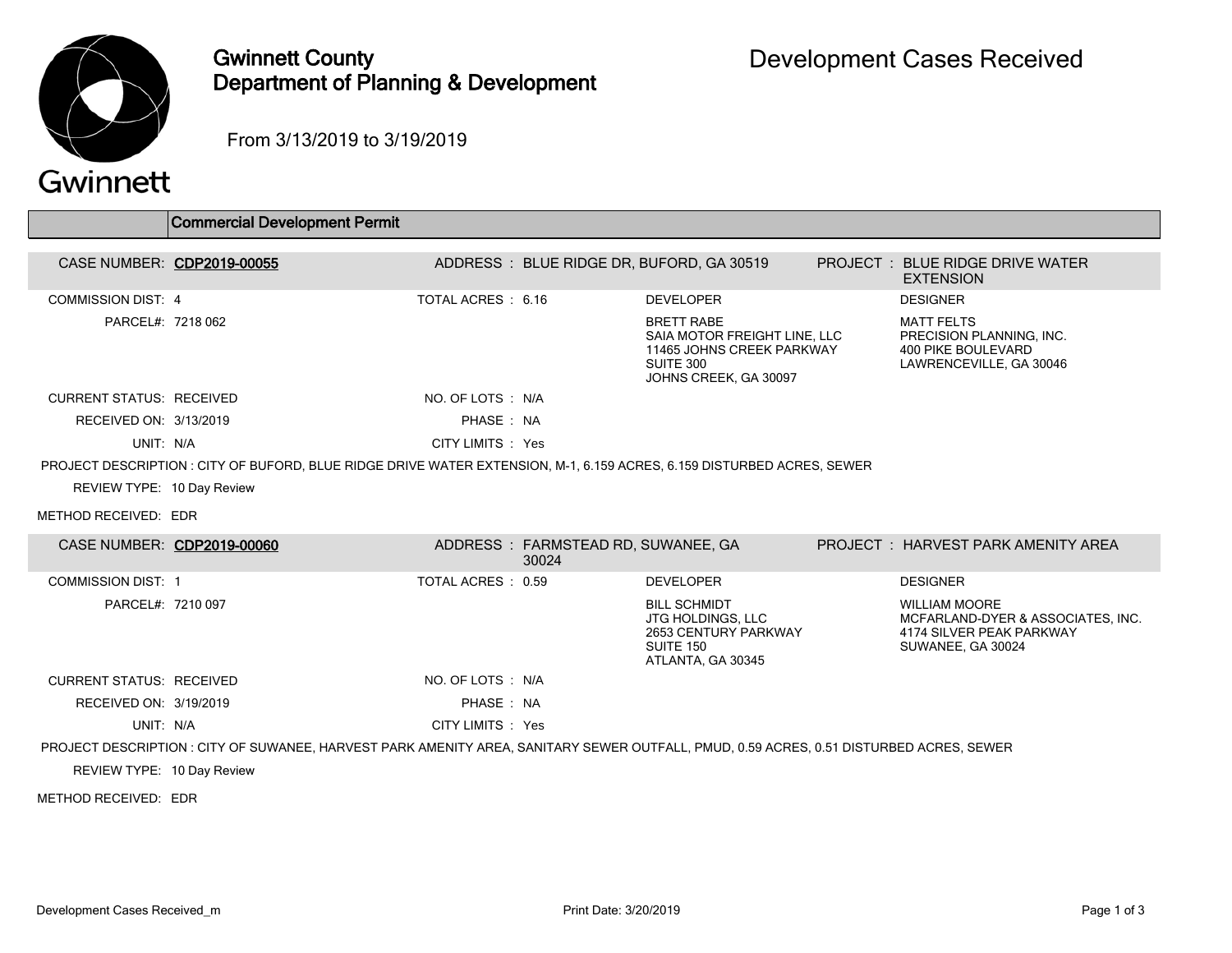# Gwinnett County Department of Planning & Development

# Development Cases Received

From 3/13/2019 to 3/19/2019

## Commercial Development Permit

**CASE NUMBER: CDP2019-00055**

ADDRESS : BLUE RIDGE DR, BUFORD, GA 30519

PROJECT : BLUE RIDGE DRIVE WATER EXTENSION

COMMISSION DIST: 4

TOTAL ACRES : 6.16

PARCEL#: 7218 062

DEVELOPER

BRETT RABE
SAIA MOTOR FREIGHT LINE, LLC
11465 JOHNS CREEK PARKWAY
SUITE 300
JOHNS CREEK, GA 30097

DESIGNER

MATT FELTS
PRECISION PLANNING, INC.
400 PIKE BOULEVARD
LAWRENCEVILLE, GA 30046

CURRENT STATUS: RECEIVED

NO. OF LOTS : N/A

RECEIVED ON: 3/13/2019

PHASE : NA

UNIT: N/A

CITY LIMITS : Yes

PROJECT DESCRIPTION : CITY OF BUFORD, BLUE RIDGE DRIVE WATER EXTENSION, M-1, 6.159 ACRES, 6.159 DISTURBED ACRES, SEWER

REVIEW TYPE: 10 Day Review

METHOD RECEIVED: EDR

**CASE NUMBER: CDP2019-00060**

ADDRESS : FARMSTEAD RD, SUWANEE, GA 30024

PROJECT : HARVEST PARK AMENITY AREA

COMMISSION DIST: 1

TOTAL ACRES : 0.59

PARCEL#: 7210 097

DEVELOPER

BILL SCHMIDT
JTG HOLDINGS, LLC
2653 CENTURY PARKWAY
SUITE 150
ATLANTA, GA 30345

DESIGNER

WILLIAM MOORE
MCFARLAND-DYER & ASSOCIATES, INC.
4174 SILVER PEAK PARKWAY
SUWANEE, GA 30024

CURRENT STATUS: RECEIVED

NO. OF LOTS : N/A

RECEIVED ON: 3/19/2019

PHASE : NA

UNIT: N/A

CITY LIMITS : Yes

PROJECT DESCRIPTION : CITY OF SUWANEE, HARVEST PARK AMENITY AREA, SANITARY SEWER OUTFALL, PMUD, 0.59 ACRES, 0.51 DISTURBED ACRES, SEWER

REVIEW TYPE: 10 Day Review

METHOD RECEIVED: EDR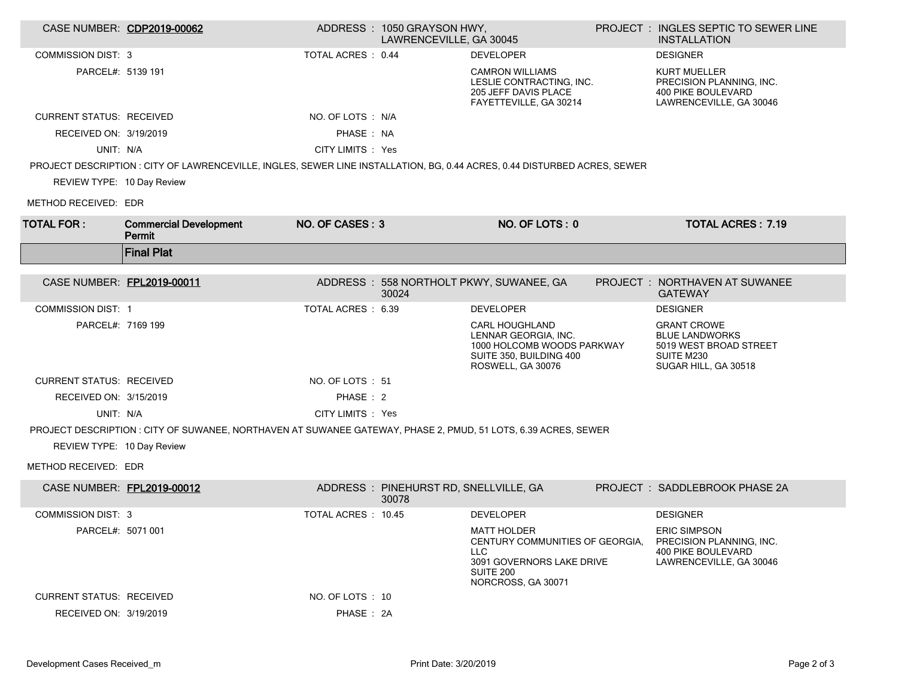| CASE NUMBER: | **CDP2019-00062** | ADDRESS : | 1050 GRAYSON HWY, LAWRENCEVILLE, GA 30045 | PROJECT : | INGLES SEPTIC TO SEWER LINE INSTALLATION |
|---|---|---|---|---|---|
| COMMISSION DIST: | 3 | TOTAL ACRES : | 0.44 | DEVELOPER | DESIGNER |
| PARCEL#: | 5139 191 | | | CAMRON WILLIAMS<br>LESLIE CONTRACTING, INC.<br>205 JEFF DAVIS PLACE<br>FAYETTEVILLE, GA 30214 | KURT MUELLER<br>PRECISION PLANNING, INC.<br>400 PIKE BOULEVARD<br>LAWRENCEVILLE, GA 30046 |
| CURRENT STATUS: | RECEIVED | NO. OF LOTS : | N/A | | |
| RECEIVED ON: | 3/19/2019 | PHASE : | NA | | |
| UNIT: | N/A | CITY LIMITS : | Yes | | |

PROJECT DESCRIPTION : CITY OF LAWRENCEVILLE, INGLES, SEWER LINE INSTALLATION, BG, 0.44 ACRES, 0.44 DISTURBED ACRES, SEWER

REVIEW TYPE: 10 Day Review

METHOD RECEIVED: EDR

| **TOTAL FOR :** | **Commercial Development Permit** | **NO. OF CASES : 3** | **NO. OF LOTS : 0** | **TOTAL ACRES : 7.19** |
|---|---|---|---|---|

## Final Plat

| CASE NUMBER: | **FPL2019-00011** | ADDRESS : | 558 NORTHOLT PKWY, SUWANEE, GA 30024 | PROJECT : | NORTHAVEN AT SUWANEE GATEWAY |
|---|---|---|---|---|---|
| COMMISSION DIST: | 1 | TOTAL ACRES : | 6.39 | DEVELOPER | DESIGNER |
| PARCEL#: | 7169 199 | | | CARL HOUGHLAND<br>LENNAR GEORGIA, INC.<br>1000 HOLCOMB WOODS PARKWAY<br>SUITE 350, BUILDING 400<br>ROSWELL, GA 30076 | GRANT CROWE<br>BLUE LANDWORKS<br>5019 WEST BROAD STREET<br>SUITE M230<br>SUGAR HILL, GA 30518 |
| CURRENT STATUS: | RECEIVED | NO. OF LOTS : | 51 | | |
| RECEIVED ON: | 3/15/2019 | PHASE : | 2 | | |
| UNIT: | N/A | CITY LIMITS : | Yes | | |

PROJECT DESCRIPTION : CITY OF SUWANEE, NORTHAVEN AT SUWANEE GATEWAY, PHASE 2, PMUD, 51 LOTS, 6.39 ACRES, SEWER

REVIEW TYPE: 10 Day Review

METHOD RECEIVED: EDR

| CASE NUMBER: | **FPL2019-00012** | ADDRESS : | PINEHURST RD, SNELLVILLE, GA 30078 | PROJECT : | SADDLEBROOK PHASE 2A |
|---|---|---|---|---|---|
| COMMISSION DIST: | 3 | TOTAL ACRES : | 10.45 | DEVELOPER | DESIGNER |
| PARCEL#: | 5071 001 | | | MATT HOLDER<br>CENTURY COMMUNITIES OF GEORGIA, LLC<br>3091 GOVERNORS LAKE DRIVE<br>SUITE 200<br>NORCROSS, GA 30071 | ERIC SIMPSON<br>PRECISION PLANNING, INC.<br>400 PIKE BOULEVARD<br>LAWRENCEVILLE, GA 30046 |
| CURRENT STATUS: | RECEIVED | NO. OF LOTS : | 10 | | |
| RECEIVED ON: | 3/19/2019 | PHASE : | 2A | | |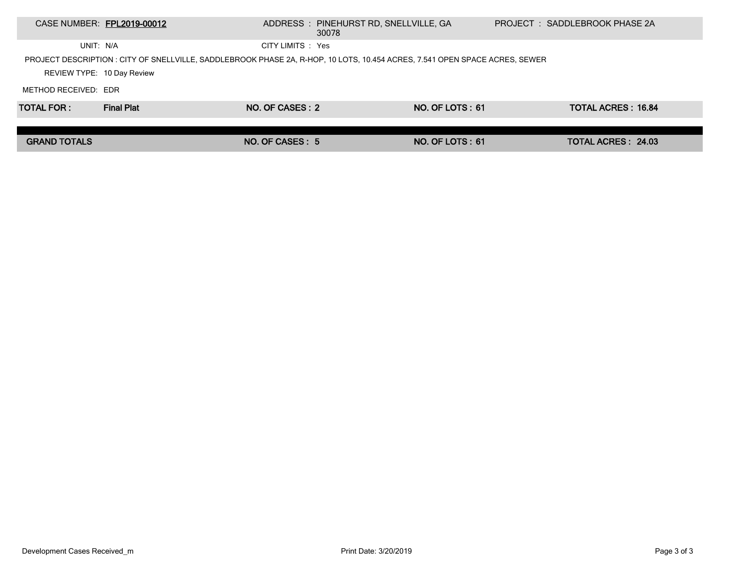| | | |
|---|---|---|
| CASE NUMBER: **FPL2019-00012** | ADDRESS : PINEHURST RD, SNELLVILLE, GA 30078 | PROJECT : SADDLEBROOK PHASE 2A |
| UNIT: N/A | CITY LIMITS : Yes | |

PROJECT DESCRIPTION : CITY OF SNELLVILLE, SADDLEBROOK PHASE 2A, R-HOP, 10 LOTS, 10.454 ACRES, 7.541 OPEN SPACE ACRES, SEWER

REVIEW TYPE: 10 Day Review

METHOD RECEIVED: EDR

| | | | | |
|---|---|---|---|---|
| **TOTAL FOR :** | **Final Plat** | **NO. OF CASES : 2** | **NO. OF LOTS : 61** | **TOTAL ACRES : 16.84** |

| | | | |
|---|---|---|---|
| **GRAND TOTALS** | **NO. OF CASES : 5** | **NO. OF LOTS : 61** | **TOTAL ACRES : 24.03** |

Development Cases Received_m

Print Date: 3/20/2019